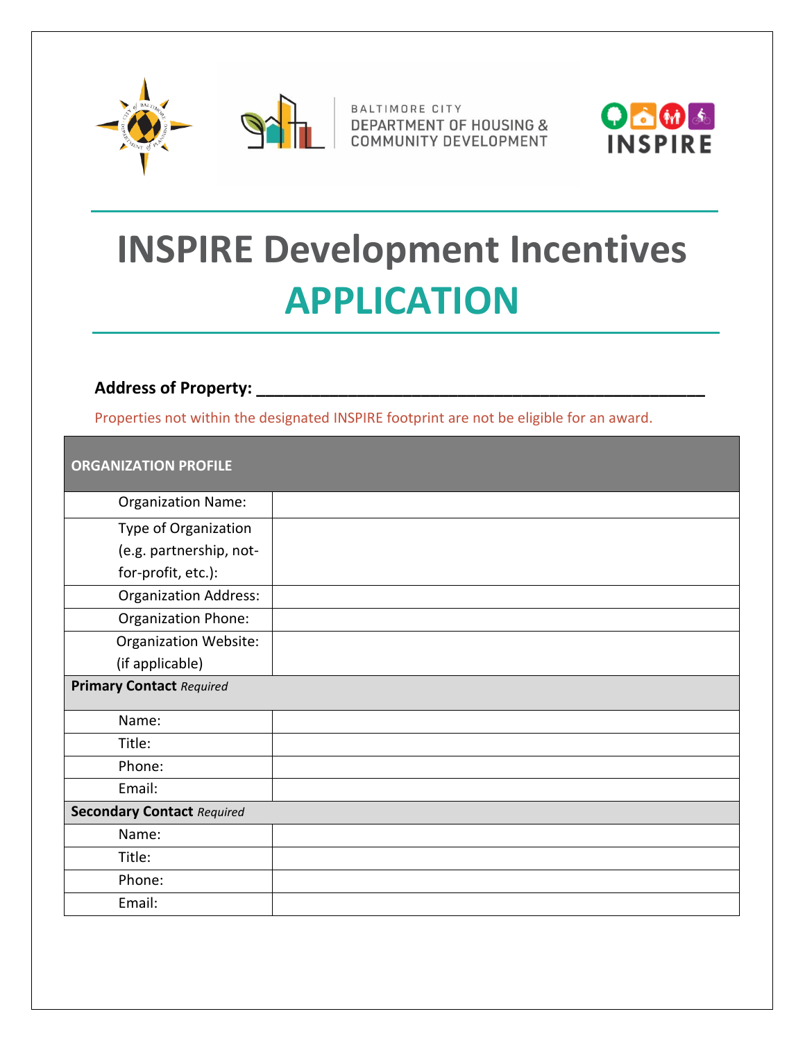BALTIMORE CITY
DEPARTMENT OF HOUSING & COMMUNITY DEVELOPMENT

INSPIRE

# INSPIRE Development Incentives APPLICATION

**Address of Property: \_\_\_\_\_\_\_\_\_\_\_\_\_\_\_\_\_\_\_\_\_\_\_\_\_\_\_\_\_\_\_\_\_\_\_\_\_\_\_\_\_\_\_\_\_\_\_\_**

Properties not within the designated INSPIRE footprint are not be eligible for an award.

| ORGANIZATION PROFILE | |
|---|---|
| Organization Name: | |
| Type of Organization (e.g. partnership, not-for-profit, etc.): | |
| Organization Address: | |
| Organization Phone: | |
| Organization Website: (if applicable) | |
| **Primary Contact** *Required* | |
| Name: | |
| Title: | |
| Phone: | |
| Email: | |
| **Secondary Contact** *Required* | |
| Name: | |
| Title: | |
| Phone: | |
| Email: | |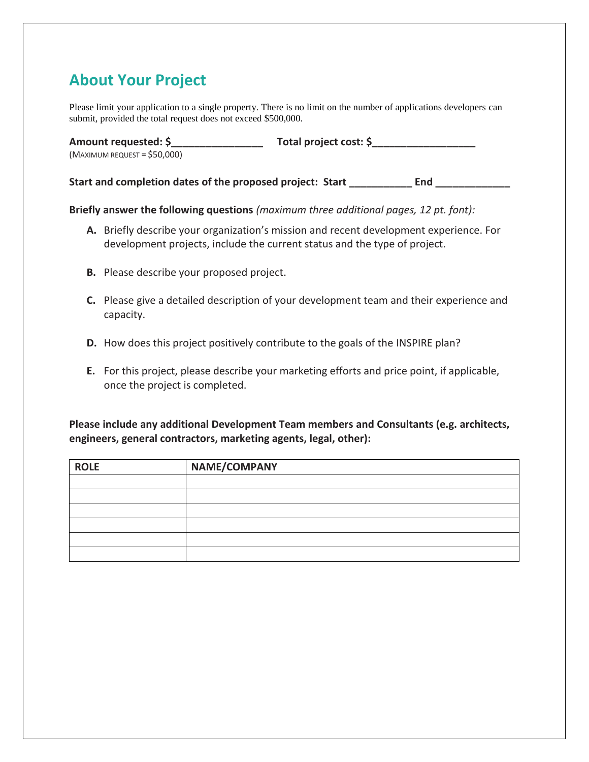## About Your Project

Please limit your application to a single property. There is no limit on the number of applications developers can submit, provided the total request does not exceed $500,000.

**Amount requested: $________________** **Total project cost: $__________________**
(MAXIMUM REQUEST = $50,000)

**Start and completion dates of the proposed project: Start ___________ End _____________**

**Briefly answer the following questions** *(maximum three additional pages, 12 pt. font):*

- **A.** Briefly describe your organization's mission and recent development experience. For development projects, include the current status and the type of project.
- **B.** Please describe your proposed project.
- **C.** Please give a detailed description of your development team and their experience and capacity.
- **D.** How does this project positively contribute to the goals of the INSPIRE plan?
- **E.** For this project, please describe your marketing efforts and price point, if applicable, once the project is completed.

**Please include any additional Development Team members and Consultants (e.g. architects, engineers, general contractors, marketing agents, legal, other):**

| ROLE | NAME/COMPANY |
|---|---|
| | |
| | |
| | |
| | |
| | |
| | |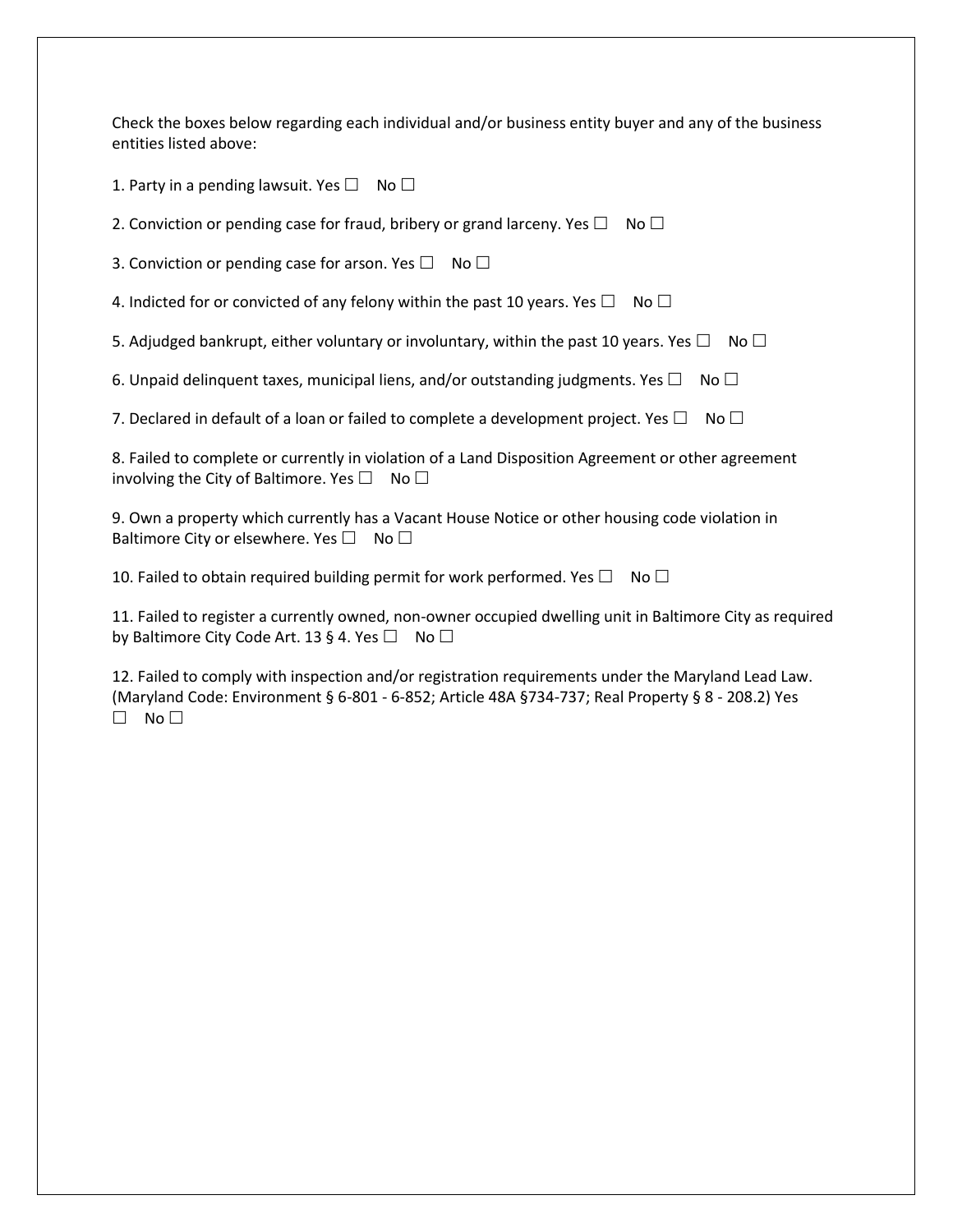Check the boxes below regarding each individual and/or business entity buyer and any of the business entities listed above:

1. Party in a pending lawsuit. Yes ☐ No ☐

2. Conviction or pending case for fraud, bribery or grand larceny. Yes ☐ No ☐

3. Conviction or pending case for arson. Yes ☐ No ☐

4. Indicted for or convicted of any felony within the past 10 years. Yes ☐ No ☐

5. Adjudged bankrupt, either voluntary or involuntary, within the past 10 years. Yes ☐ No ☐

6. Unpaid delinquent taxes, municipal liens, and/or outstanding judgments. Yes ☐ No ☐

7. Declared in default of a loan or failed to complete a development project. Yes ☐ No ☐

8. Failed to complete or currently in violation of a Land Disposition Agreement or other agreement involving the City of Baltimore. Yes ☐ No ☐

9. Own a property which currently has a Vacant House Notice or other housing code violation in Baltimore City or elsewhere. Yes ☐ No ☐

10. Failed to obtain required building permit for work performed. Yes ☐ No ☐

11. Failed to register a currently owned, non-owner occupied dwelling unit in Baltimore City as required by Baltimore City Code Art. 13 § 4. Yes ☐ No ☐

12. Failed to comply with inspection and/or registration requirements under the Maryland Lead Law. (Maryland Code: Environment § 6-801 - 6-852; Article 48A §734-737; Real Property § 8 - 208.2) Yes ☐ No ☐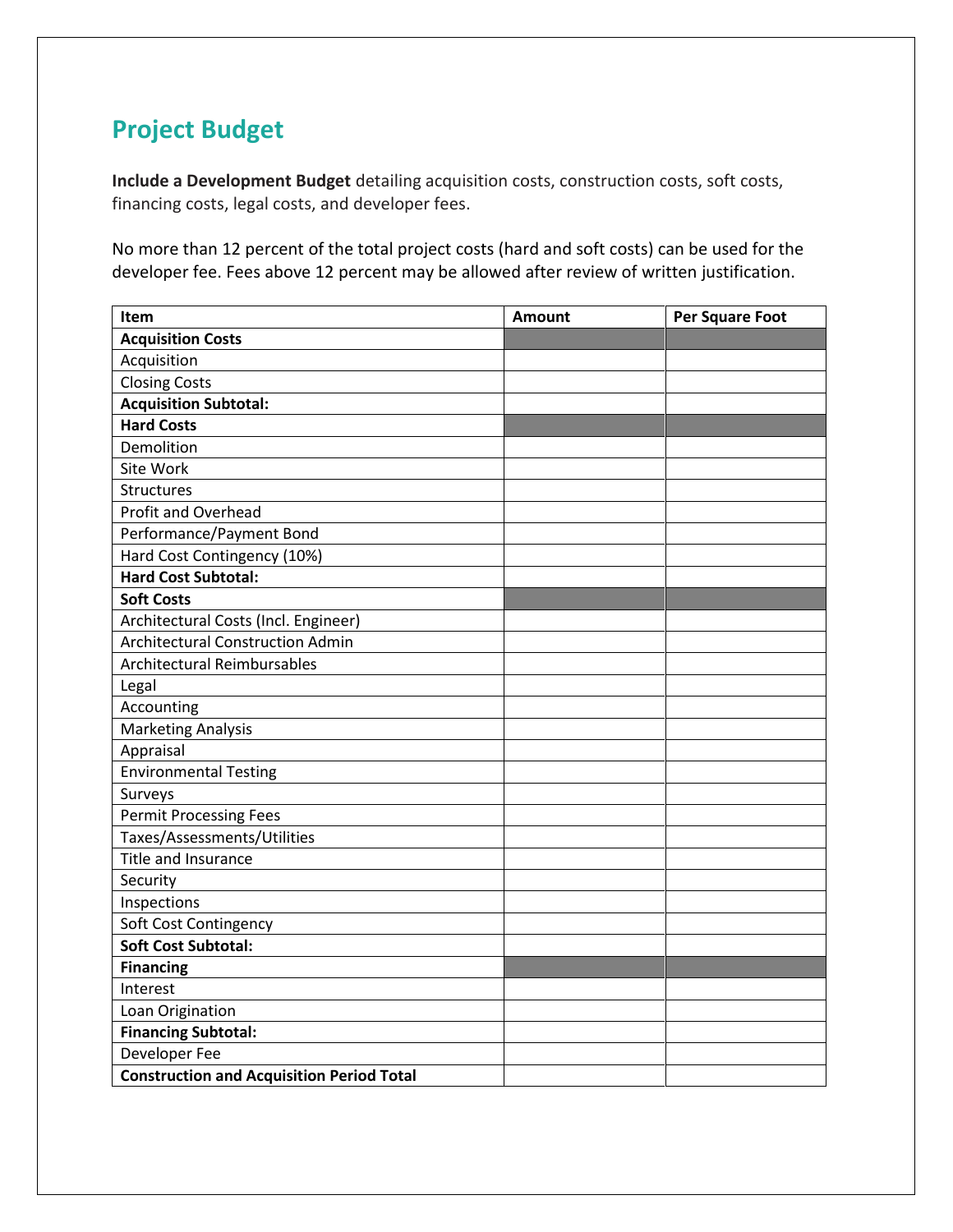## Project Budget

**Include a Development Budget** detailing acquisition costs, construction costs, soft costs, financing costs, legal costs, and developer fees.

No more than 12 percent of the total project costs (hard and soft costs) can be used for the developer fee. Fees above 12 percent may be allowed after review of written justification.

| Item | Amount | Per Square Foot |
|---|---|---|
| **Acquisition Costs** | | |
| Acquisition | | |
| Closing Costs | | |
| **Acquisition Subtotal:** | | |
| **Hard Costs** | | |
| Demolition | | |
| Site Work | | |
| Structures | | |
| Profit and Overhead | | |
| Performance/Payment Bond | | |
| Hard Cost Contingency (10%) | | |
| **Hard Cost Subtotal:** | | |
| **Soft Costs** | | |
| Architectural Costs (Incl. Engineer) | | |
| Architectural Construction Admin | | |
| Architectural Reimbursables | | |
| Legal | | |
| Accounting | | |
| Marketing Analysis | | |
| Appraisal | | |
| Environmental Testing | | |
| Surveys | | |
| Permit Processing Fees | | |
| Taxes/Assessments/Utilities | | |
| Title and Insurance | | |
| Security | | |
| Inspections | | |
| Soft Cost Contingency | | |
| **Soft Cost Subtotal:** | | |
| **Financing** | | |
| Interest | | |
| Loan Origination | | |
| **Financing Subtotal:** | | |
| Developer Fee | | |
| **Construction and Acquisition Period Total** | | |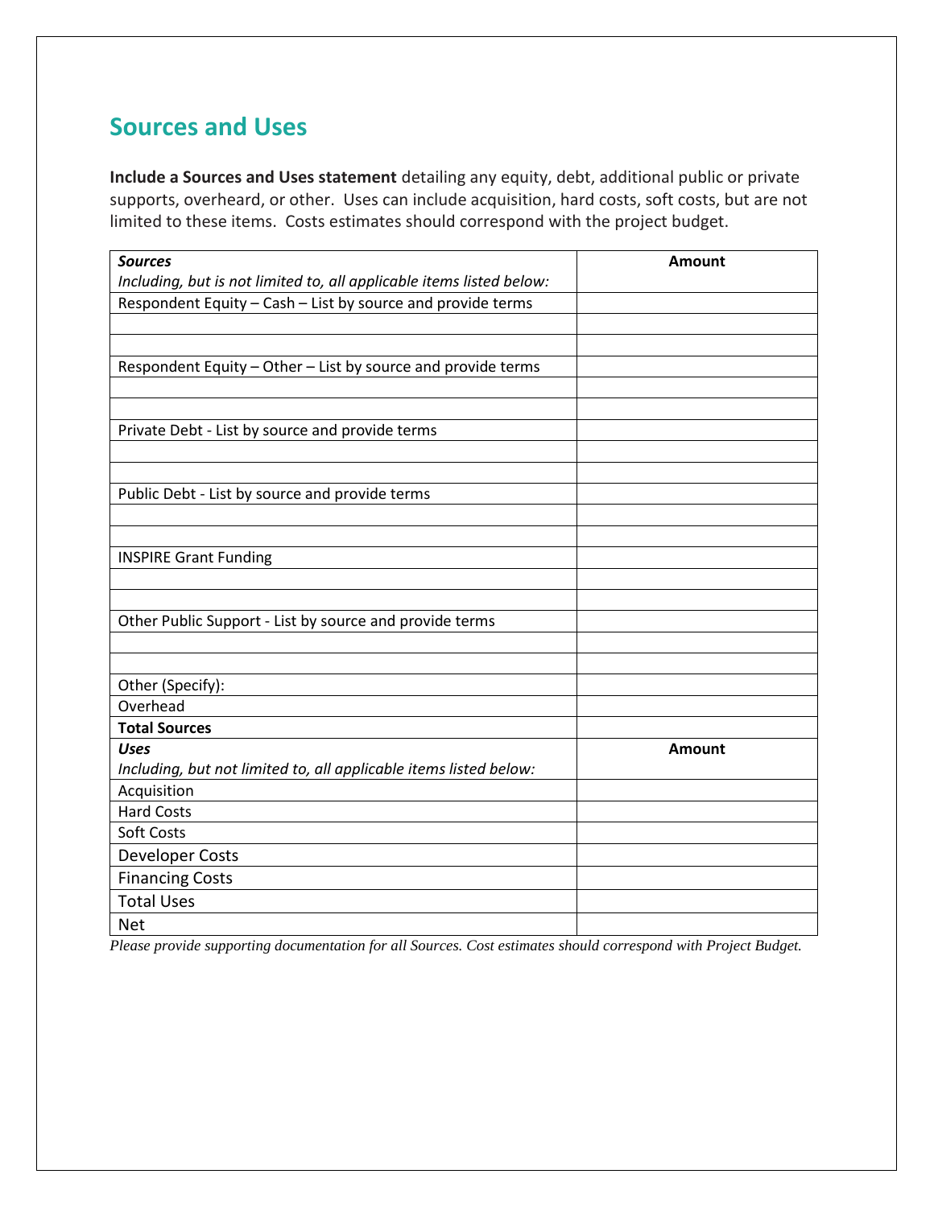## Sources and Uses

**Include a Sources and Uses statement** detailing any equity, debt, additional public or private supports, overheard, or other. Uses can include acquisition, hard costs, soft costs, but are not limited to these items. Costs estimates should correspond with the project budget.

| ***Sources*** *Including, but is not limited to, all applicable items listed below:* | **Amount** |
|---|---|
| Respondent Equity – Cash – List by source and provide terms | |
| | |
| | |
| Respondent Equity – Other – List by source and provide terms | |
| | |
| | |
| Private Debt - List by source and provide terms | |
| | |
| | |
| Public Debt - List by source and provide terms | |
| | |
| | |
| INSPIRE Grant Funding | |
| | |
| | |
| Other Public Support - List by source and provide terms | |
| | |
| | |
| Other (Specify): | |
| Overhead | |
| **Total Sources** | |
| ***Uses*** *Including, but not limited to, all applicable items listed below:* | **Amount** |
| Acquisition | |
| Hard Costs | |
| Soft Costs | |
| Developer Costs | |
| Financing Costs | |
| Total Uses | |
| Net | |

*Please provide supporting documentation for all Sources. Cost estimates should correspond with Project Budget.*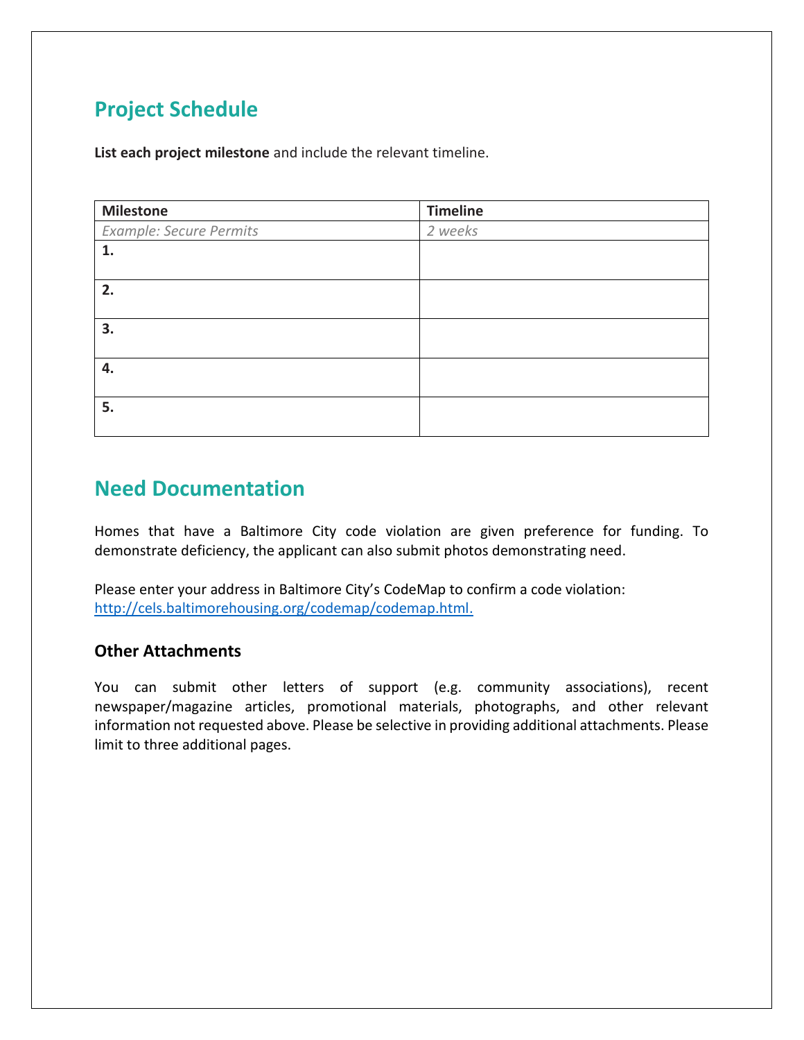## Project Schedule

**List each project milestone** and include the relevant timeline.

| Milestone | Timeline |
| --- | --- |
| *Example: Secure Permits* | *2 weeks* |
| **1.** | |
| **2.** | |
| **3.** | |
| **4.** | |
| **5.** | |

## Need Documentation

Homes that have a Baltimore City code violation are given preference for funding. To demonstrate deficiency, the applicant can also submit photos demonstrating need.

Please enter your address in Baltimore City's CodeMap to confirm a code violation: http://cels.baltimorehousing.org/codemap/codemap.html.

### Other Attachments

You can submit other letters of support (e.g. community associations), recent newspaper/magazine articles, promotional materials, photographs, and other relevant information not requested above. Please be selective in providing additional attachments. Please limit to three additional pages.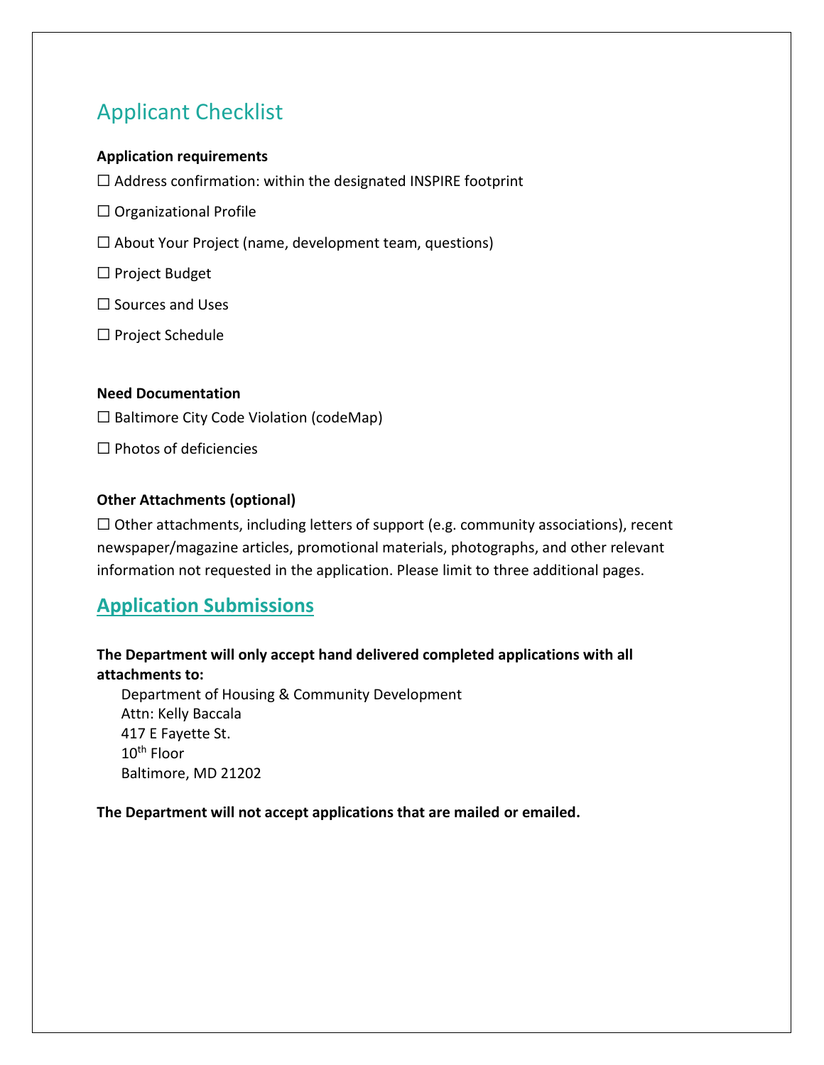## Applicant Checklist

**Application requirements**

☐ Address confirmation: within the designated INSPIRE footprint

☐ Organizational Profile

☐ About Your Project (name, development team, questions)

☐ Project Budget

☐ Sources and Uses

☐ Project Schedule

**Need Documentation**

☐ Baltimore City Code Violation (codeMap)

☐ Photos of deficiencies

**Other Attachments (optional)**

☐ Other attachments, including letters of support (e.g. community associations), recent newspaper/magazine articles, promotional materials, photographs, and other relevant information not requested in the application. Please limit to three additional pages.

## Application Submissions

**The Department will only accept hand delivered completed applications with all attachments to:**

Department of Housing & Community Development
Attn: Kelly Baccala
417 E Fayette St.
10th Floor
Baltimore, MD 21202

**The Department will not accept applications that are mailed or emailed.**